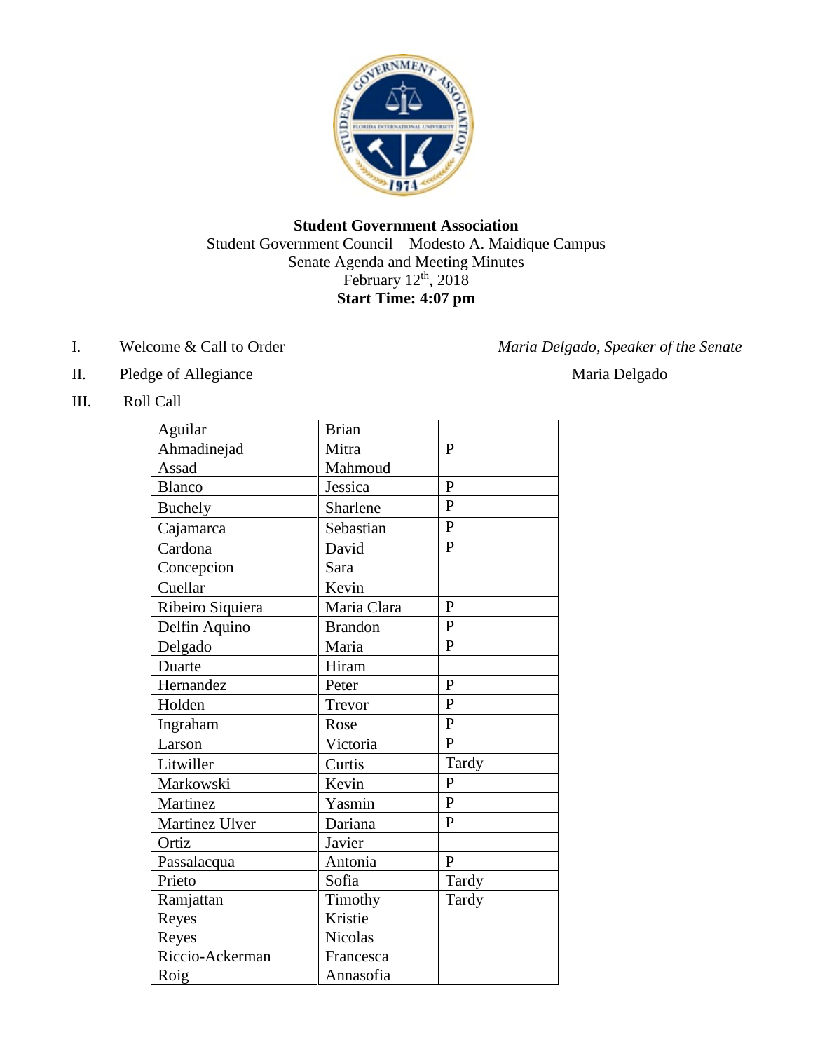**Student Government Association**

Student Government Council—Modesto A. Maidique Campus

Senate Agenda and Meeting Minutes

February 12th, 2018

**Start Time: 4:07 pm**

I. Welcome & Call to Order — *Maria Delgado, Speaker of the Senate*

II. Pledge of Allegiance — Maria Delgado

III. Roll Call

| | | |
|---|---|---|
| Aguilar | Brian | |
| Ahmadinejad | Mitra | P |
| Assad | Mahmoud | |
| Blanco | Jessica | P |
| Buchely | Sharlene | P |
| Cajamarca | Sebastian | P |
| Cardona | David | P |
| Concepcion | Sara | |
| Cuellar | Kevin | |
| Ribeiro Siquiera | Maria Clara | P |
| Delfin Aquino | Brandon | P |
| Delgado | Maria | P |
| Duarte | Hiram | |
| Hernandez | Peter | P |
| Holden | Trevor | P |
| Ingraham | Rose | P |
| Larson | Victoria | P |
| Litwiller | Curtis | Tardy |
| Markowski | Kevin | P |
| Martinez | Yasmin | P |
| Martinez Ulver | Dariana | P |
| Ortiz | Javier | |
| Passalacqua | Antonia | P |
| Prieto | Sofia | Tardy |
| Ramjattan | Timothy | Tardy |
| Reyes | Kristie | |
| Reyes | Nicolas | |
| Riccio-Ackerman | Francesca | |
| Roig | Annasofia | |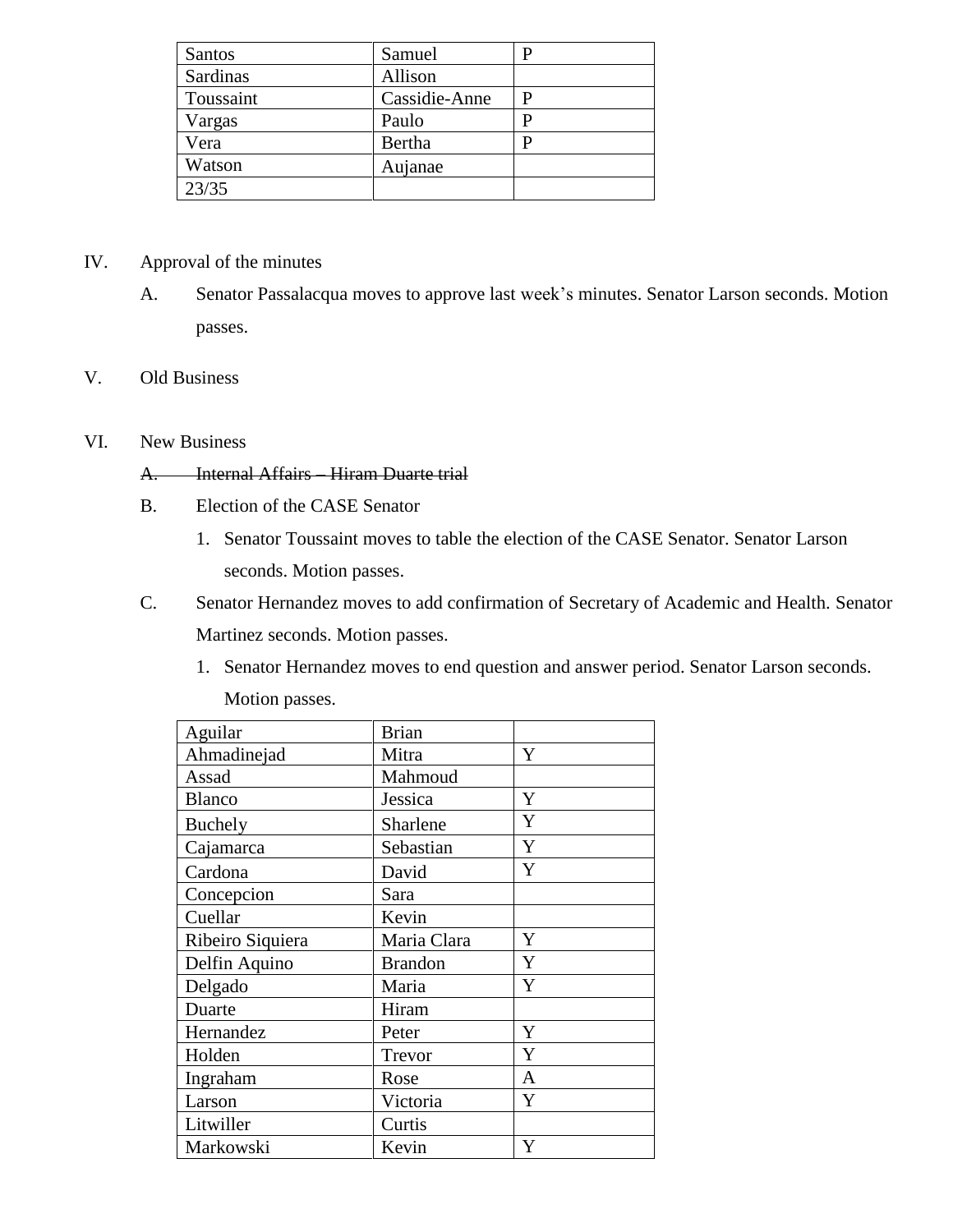| | | |
|---|---|---|
| Santos | Samuel | P |
| Sardinas | Allison | |
| Toussaint | Cassidie-Anne | P |
| Vargas | Paulo | P |
| Vera | Bertha | P |
| Watson | Aujanae | |
| 23/35 | | |

IV. Approval of the minutes

A. Senator Passalacqua moves to approve last week's minutes. Senator Larson seconds. Motion passes.

V. Old Business

VI. New Business

A. ~~Internal Affairs – Hiram Duarte trial~~

B. Election of the CASE Senator

1. Senator Toussaint moves to table the election of the CASE Senator. Senator Larson seconds. Motion passes.

C. Senator Hernandez moves to add confirmation of Secretary of Academic and Health. Senator Martinez seconds. Motion passes.

1. Senator Hernandez moves to end question and answer period. Senator Larson seconds. Motion passes.

| | | |
|---|---|---|
| Aguilar | Brian | |
| Ahmadinejad | Mitra | Y |
| Assad | Mahmoud | |
| Blanco | Jessica | Y |
| Buchely | Sharlene | Y |
| Cajamarca | Sebastian | Y |
| Cardona | David | Y |
| Concepcion | Sara | |
| Cuellar | Kevin | |
| Ribeiro Siquiera | Maria Clara | Y |
| Delfin Aquino | Brandon | Y |
| Delgado | Maria | Y |
| Duarte | Hiram | |
| Hernandez | Peter | Y |
| Holden | Trevor | Y |
| Ingraham | Rose | A |
| Larson | Victoria | Y |
| Litwiller | Curtis | |
| Markowski | Kevin | Y |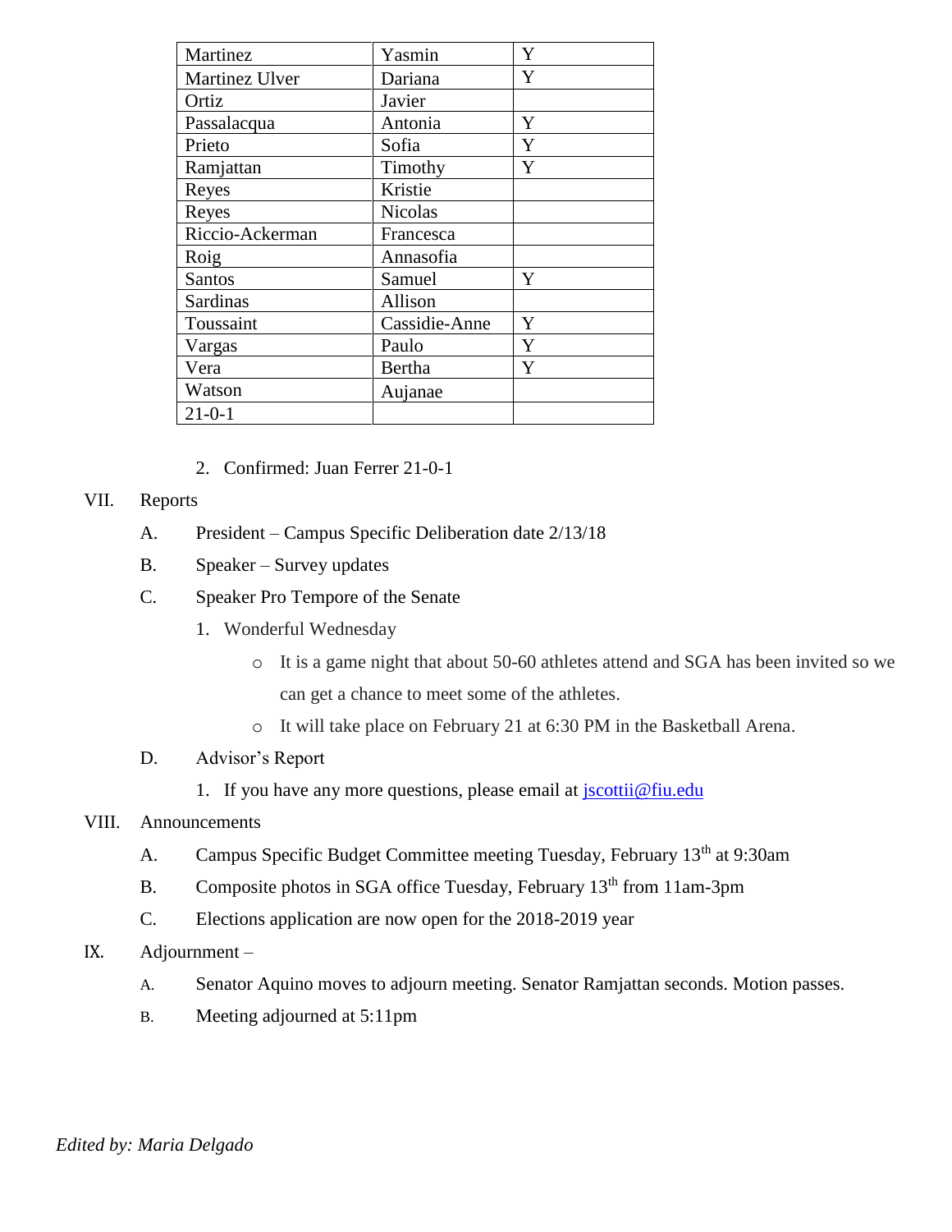| | | |
|---|---|---|
| Martinez | Yasmin | Y |
| Martinez Ulver | Dariana | Y |
| Ortiz | Javier | |
| Passalacqua | Antonia | Y |
| Prieto | Sofia | Y |
| Ramjattan | Timothy | Y |
| Reyes | Kristie | |
| Reyes | Nicolas | |
| Riccio-Ackerman | Francesca | |
| Roig | Annasofia | |
| Santos | Samuel | Y |
| Sardinas | Allison | |
| Toussaint | Cassidie-Anne | Y |
| Vargas | Paulo | Y |
| Vera | Bertha | Y |
| Watson | Aujanae | |
| 21-0-1 | | |

2. Confirmed: Juan Ferrer 21-0-1

VII. Reports

A. President – Campus Specific Deliberation date 2/13/18

B. Speaker – Survey updates

C. Speaker Pro Tempore of the Senate

1. Wonderful Wednesday
   - It is a game night that about 50-60 athletes attend and SGA has been invited so we can get a chance to meet some of the athletes.
   - It will take place on February 21 at 6:30 PM in the Basketball Arena.

D. Advisor's Report

1. If you have any more questions, please email at jscottii@fiu.edu

VIII. Announcements

A. Campus Specific Budget Committee meeting Tuesday, February 13th at 9:30am

B. Composite photos in SGA office Tuesday, February 13th from 11am-3pm

C. Elections application are now open for the 2018-2019 year

IX. Adjournment –

A. Senator Aquino moves to adjourn meeting. Senator Ramjattan seconds. Motion passes.

B. Meeting adjourned at 5:11pm

*Edited by: Maria Delgado*